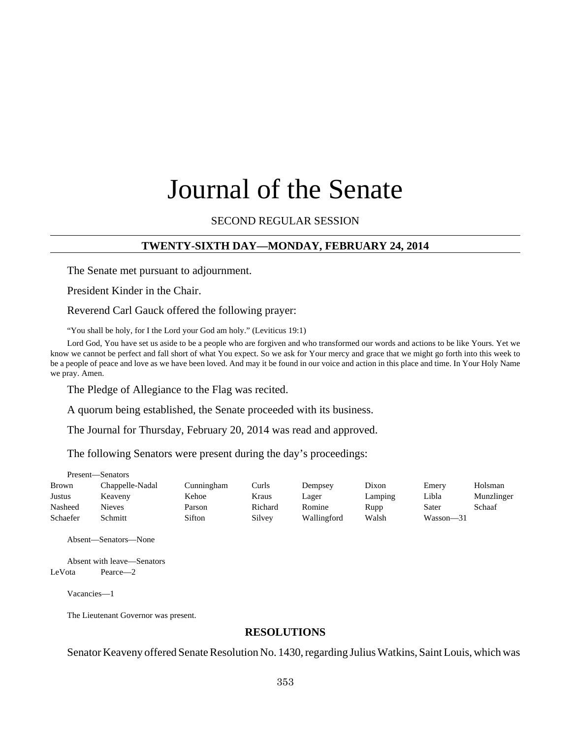# Journal of the Senate

SECOND REGULAR SESSION

## TWENTY-SIXTH DAY—MONDAY, FEBRUARY 24, 2014

The Senate met pursuant to adjournment.

President Kinder in the Chair.

Reverend Carl Gauck offered the following prayer:

"You shall be holy, for I the Lord your God am holy." (Leviticus 19:1)

Lord God, You have set us aside to be a people who are forgiven and who transformed our words and actions to be like Yours. Yet we know we cannot be perfect and fall short of what You expect. So we ask for Your mercy and grace that we might go forth into this week to be a people of peace and love as we have been loved. And may it be found in our voice and action in this place and time. In Your Holy Name we pray. Amen.

The Pledge of Allegiance to the Flag was recited.

A quorum being established, the Senate proceeded with its business.

The Journal for Thursday, February 20, 2014 was read and approved.

The following Senators were present during the day's proceedings:

Present—Senators

| | | | | | | | |
|---|---|---|---|---|---|---|---|
| Brown | Chappelle-Nadal | Cunningham | Curls | Dempsey | Dixon | Emery | Holsman |
| Justus | Keaveny | Kehoe | Kraus | Lager | Lamping | Libla | Munzlinger |
| Nasheed | Nieves | Parson | Richard | Romine | Rupp | Sater | Schaaf |
| Schaefer | Schmitt | Sifton | Silvey | Wallingford | Walsh | Wasson—31 | |

Absent—Senators—None

Absent with leave—Senators

LeVota Pearce—2

Vacancies—1

The Lieutenant Governor was present.

## RESOLUTIONS

Senator Keaveny offered Senate Resolution No. 1430, regarding Julius Watkins, Saint Louis, which was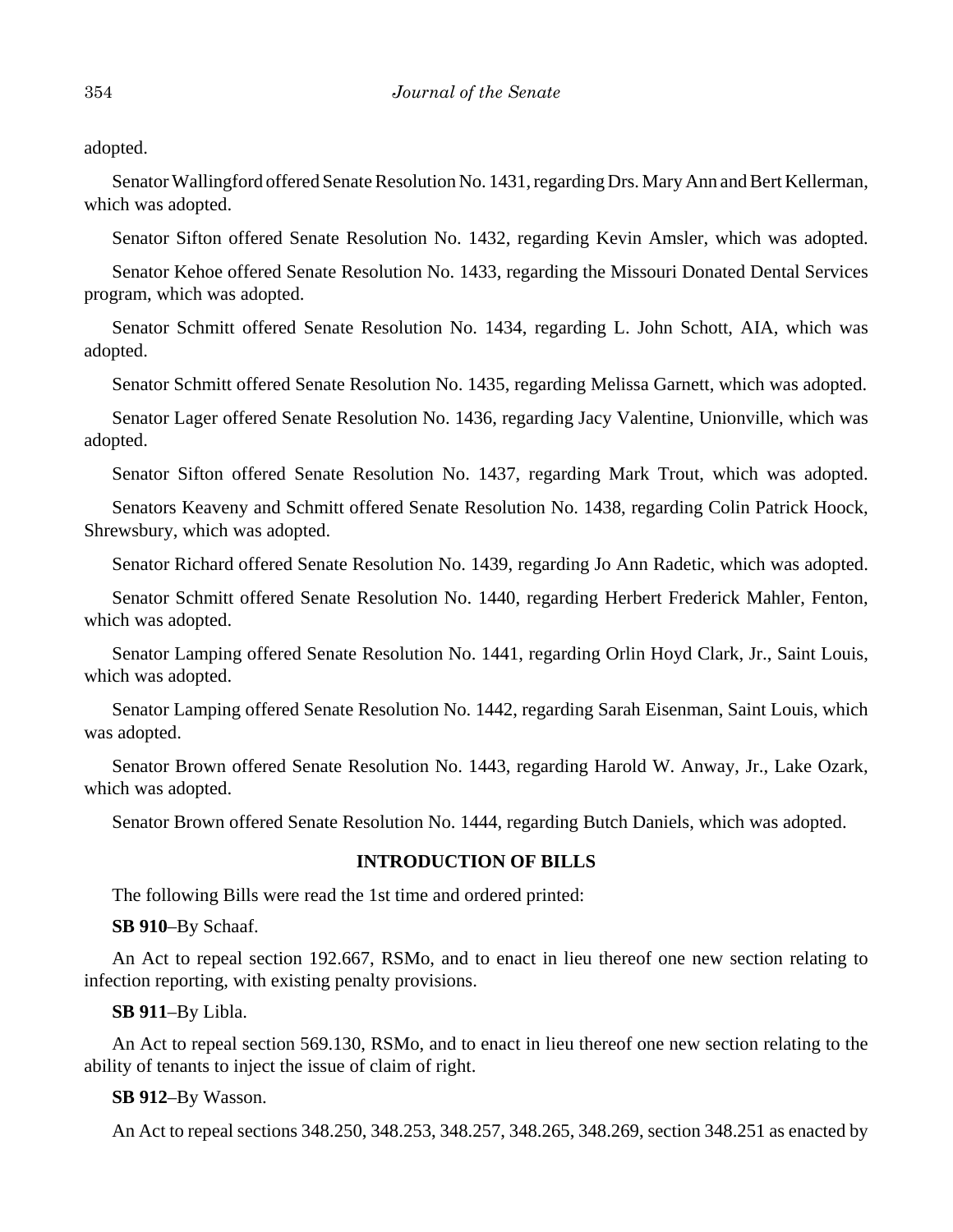adopted.

Senator Wallingford offered Senate Resolution No. 1431, regarding Drs. Mary Ann and Bert Kellerman, which was adopted.

Senator Sifton offered Senate Resolution No. 1432, regarding Kevin Amsler, which was adopted.

Senator Kehoe offered Senate Resolution No. 1433, regarding the Missouri Donated Dental Services program, which was adopted.

Senator Schmitt offered Senate Resolution No. 1434, regarding L. John Schott, AIA, which was adopted.

Senator Schmitt offered Senate Resolution No. 1435, regarding Melissa Garnett, which was adopted.

Senator Lager offered Senate Resolution No. 1436, regarding Jacy Valentine, Unionville, which was adopted.

Senator Sifton offered Senate Resolution No. 1437, regarding Mark Trout, which was adopted.

Senators Keaveny and Schmitt offered Senate Resolution No. 1438, regarding Colin Patrick Hoock, Shrewsbury, which was adopted.

Senator Richard offered Senate Resolution No. 1439, regarding Jo Ann Radetic, which was adopted.

Senator Schmitt offered Senate Resolution No. 1440, regarding Herbert Frederick Mahler, Fenton, which was adopted.

Senator Lamping offered Senate Resolution No. 1441, regarding Orlin Hoyd Clark, Jr., Saint Louis, which was adopted.

Senator Lamping offered Senate Resolution No. 1442, regarding Sarah Eisenman, Saint Louis, which was adopted.

Senator Brown offered Senate Resolution No. 1443, regarding Harold W. Anway, Jr., Lake Ozark, which was adopted.

Senator Brown offered Senate Resolution No. 1444, regarding Butch Daniels, which was adopted.

## INTRODUCTION OF BILLS

The following Bills were read the 1st time and ordered printed:

**SB 910**–By Schaaf.

An Act to repeal section 192.667, RSMo, and to enact in lieu thereof one new section relating to infection reporting, with existing penalty provisions.

**SB 911**–By Libla.

An Act to repeal section 569.130, RSMo, and to enact in lieu thereof one new section relating to the ability of tenants to inject the issue of claim of right.

**SB 912**–By Wasson.

An Act to repeal sections 348.250, 348.253, 348.257, 348.265, 348.269, section 348.251 as enacted by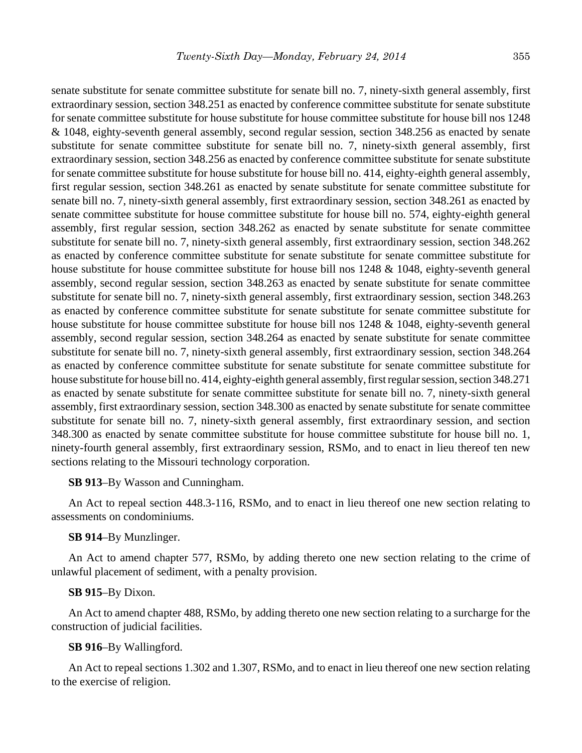senate substitute for senate committee substitute for senate bill no. 7, ninety-sixth general assembly, first extraordinary session, section 348.251 as enacted by conference committee substitute for senate substitute for senate committee substitute for house substitute for house committee substitute for house bill nos 1248 & 1048, eighty-seventh general assembly, second regular session, section 348.256 as enacted by senate substitute for senate committee substitute for senate bill no. 7, ninety-sixth general assembly, first extraordinary session, section 348.256 as enacted by conference committee substitute for senate substitute for senate committee substitute for house substitute for house bill no. 414, eighty-eighth general assembly, first regular session, section 348.261 as enacted by senate substitute for senate committee substitute for senate bill no. 7, ninety-sixth general assembly, first extraordinary session, section 348.261 as enacted by senate committee substitute for house committee substitute for house bill no. 574, eighty-eighth general assembly, first regular session, section 348.262 as enacted by senate substitute for senate committee substitute for senate bill no. 7, ninety-sixth general assembly, first extraordinary session, section 348.262 as enacted by conference committee substitute for senate substitute for senate committee substitute for house substitute for house committee substitute for house bill nos 1248 & 1048, eighty-seventh general assembly, second regular session, section 348.263 as enacted by senate substitute for senate committee substitute for senate bill no. 7, ninety-sixth general assembly, first extraordinary session, section 348.263 as enacted by conference committee substitute for senate substitute for senate committee substitute for house substitute for house committee substitute for house bill nos 1248 & 1048, eighty-seventh general assembly, second regular session, section 348.264 as enacted by senate substitute for senate committee substitute for senate bill no. 7, ninety-sixth general assembly, first extraordinary session, section 348.264 as enacted by conference committee substitute for senate substitute for senate committee substitute for house substitute for house bill no. 414, eighty-eighth general assembly, first regular session, section 348.271 as enacted by senate substitute for senate committee substitute for senate bill no. 7, ninety-sixth general assembly, first extraordinary session, section 348.300 as enacted by senate substitute for senate committee substitute for senate bill no. 7, ninety-sixth general assembly, first extraordinary session, and section 348.300 as enacted by senate committee substitute for house committee substitute for house bill no. 1, ninety-fourth general assembly, first extraordinary session, RSMo, and to enact in lieu thereof ten new sections relating to the Missouri technology corporation.

**SB 913**–By Wasson and Cunningham.

An Act to repeal section 448.3-116, RSMo, and to enact in lieu thereof one new section relating to assessments on condominiums.

**SB 914**–By Munzlinger.

An Act to amend chapter 577, RSMo, by adding thereto one new section relating to the crime of unlawful placement of sediment, with a penalty provision.

**SB 915**–By Dixon.

An Act to amend chapter 488, RSMo, by adding thereto one new section relating to a surcharge for the construction of judicial facilities.

**SB 916**–By Wallingford.

An Act to repeal sections 1.302 and 1.307, RSMo, and to enact in lieu thereof one new section relating to the exercise of religion.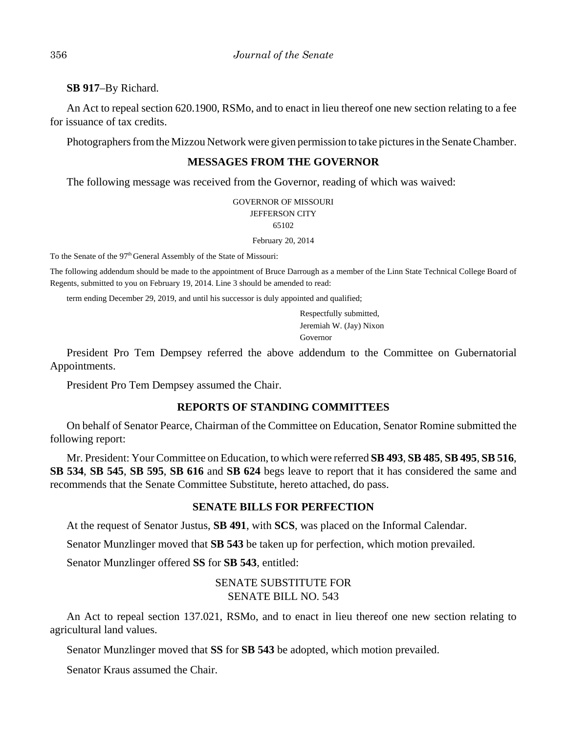**SB 917**–By Richard.

An Act to repeal section 620.1900, RSMo, and to enact in lieu thereof one new section relating to a fee for issuance of tax credits.

Photographers from the Mizzou Network were given permission to take pictures in the Senate Chamber.

## MESSAGES FROM THE GOVERNOR

The following message was received from the Governor, reading of which was waived:

GOVERNOR OF MISSOURI
JEFFERSON CITY
65102

February 20, 2014

To the Senate of the 97th General Assembly of the State of Missouri:

The following addendum should be made to the appointment of Bruce Darrough as a member of the Linn State Technical College Board of Regents, submitted to you on February 19, 2014. Line 3 should be amended to read:

term ending December 29, 2019, and until his successor is duly appointed and qualified;

Respectfully submitted,
Jeremiah W. (Jay) Nixon
Governor

President Pro Tem Dempsey referred the above addendum to the Committee on Gubernatorial Appointments.

President Pro Tem Dempsey assumed the Chair.

## REPORTS OF STANDING COMMITTEES

On behalf of Senator Pearce, Chairman of the Committee on Education, Senator Romine submitted the following report:

Mr. President: Your Committee on Education, to which were referred **SB 493**, **SB 485**, **SB 495**, **SB 516**, **SB 534**, **SB 545**, **SB 595**, **SB 616** and **SB 624** begs leave to report that it has considered the same and recommends that the Senate Committee Substitute, hereto attached, do pass.

## SENATE BILLS FOR PERFECTION

At the request of Senator Justus, **SB 491**, with **SCS**, was placed on the Informal Calendar.

Senator Munzlinger moved that **SB 543** be taken up for perfection, which motion prevailed.

Senator Munzlinger offered **SS** for **SB 543**, entitled:

SENATE SUBSTITUTE FOR
SENATE BILL NO. 543

An Act to repeal section 137.021, RSMo, and to enact in lieu thereof one new section relating to agricultural land values.

Senator Munzlinger moved that **SS** for **SB 543** be adopted, which motion prevailed.

Senator Kraus assumed the Chair.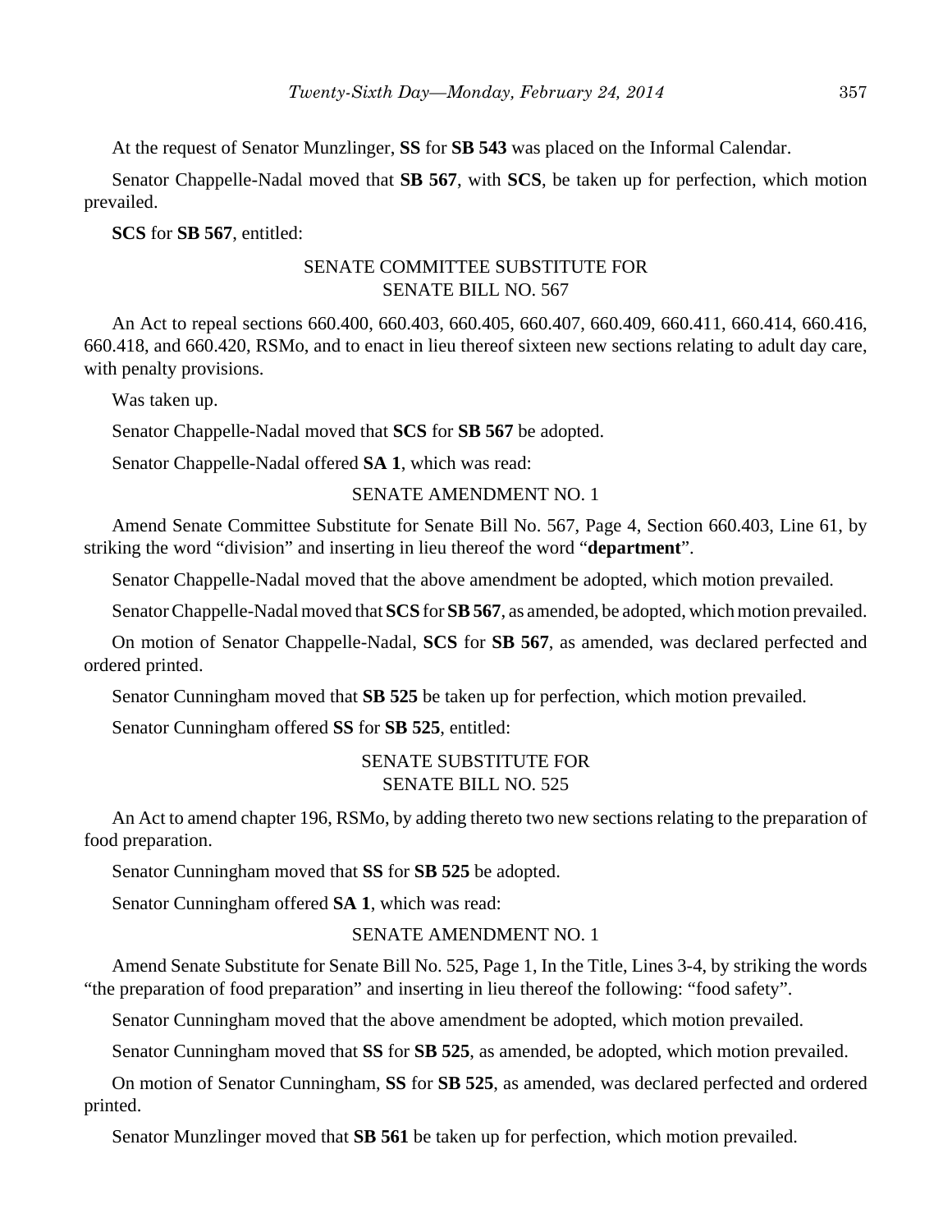At the request of Senator Munzlinger, **SS** for **SB 543** was placed on the Informal Calendar.

Senator Chappelle-Nadal moved that **SB 567**, with **SCS**, be taken up for perfection, which motion prevailed.

**SCS** for **SB 567**, entitled:

SENATE COMMITTEE SUBSTITUTE FOR
SENATE BILL NO. 567

An Act to repeal sections 660.400, 660.403, 660.405, 660.407, 660.409, 660.411, 660.414, 660.416, 660.418, and 660.420, RSMo, and to enact in lieu thereof sixteen new sections relating to adult day care, with penalty provisions.

Was taken up.

Senator Chappelle-Nadal moved that **SCS** for **SB 567** be adopted.

Senator Chappelle-Nadal offered **SA 1**, which was read:

SENATE AMENDMENT NO. 1

Amend Senate Committee Substitute for Senate Bill No. 567, Page 4, Section 660.403, Line 61, by striking the word "division" and inserting in lieu thereof the word "**department**".

Senator Chappelle-Nadal moved that the above amendment be adopted, which motion prevailed.

Senator Chappelle-Nadal moved that **SCS** for **SB 567**, as amended, be adopted, which motion prevailed.

On motion of Senator Chappelle-Nadal, **SCS** for **SB 567**, as amended, was declared perfected and ordered printed.

Senator Cunningham moved that **SB 525** be taken up for perfection, which motion prevailed.

Senator Cunningham offered **SS** for **SB 525**, entitled:

SENATE SUBSTITUTE FOR
SENATE BILL NO. 525

An Act to amend chapter 196, RSMo, by adding thereto two new sections relating to the preparation of food preparation.

Senator Cunningham moved that **SS** for **SB 525** be adopted.

Senator Cunningham offered **SA 1**, which was read:

SENATE AMENDMENT NO. 1

Amend Senate Substitute for Senate Bill No. 525, Page 1, In the Title, Lines 3-4, by striking the words "the preparation of food preparation" and inserting in lieu thereof the following: "food safety".

Senator Cunningham moved that the above amendment be adopted, which motion prevailed.

Senator Cunningham moved that **SS** for **SB 525**, as amended, be adopted, which motion prevailed.

On motion of Senator Cunningham, **SS** for **SB 525**, as amended, was declared perfected and ordered printed.

Senator Munzlinger moved that **SB 561** be taken up for perfection, which motion prevailed.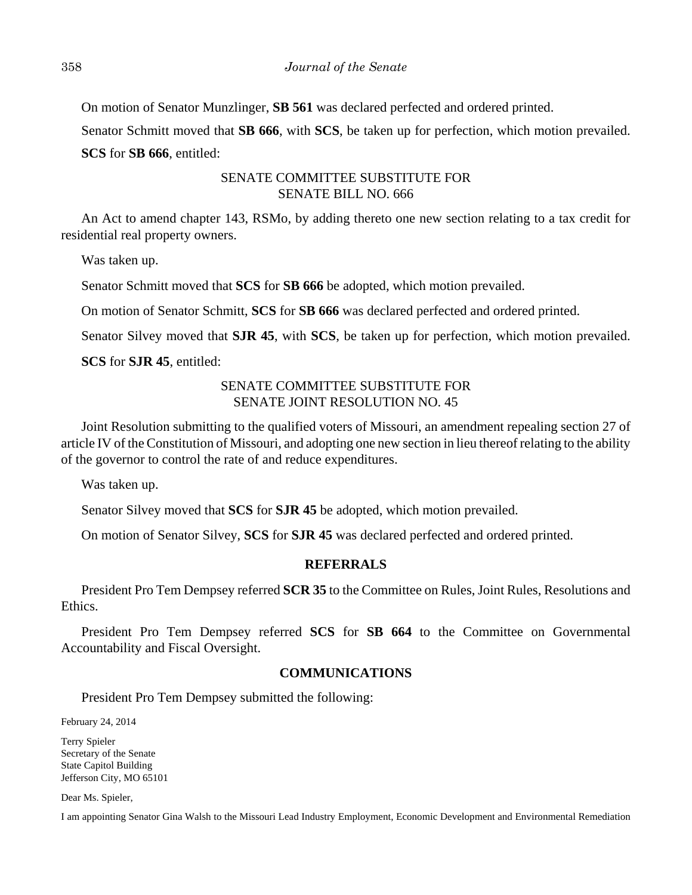On motion of Senator Munzlinger, **SB 561** was declared perfected and ordered printed.

Senator Schmitt moved that **SB 666**, with **SCS**, be taken up for perfection, which motion prevailed.

**SCS** for **SB 666**, entitled:

SENATE COMMITTEE SUBSTITUTE FOR
SENATE BILL NO. 666

An Act to amend chapter 143, RSMo, by adding thereto one new section relating to a tax credit for residential real property owners.

Was taken up.

Senator Schmitt moved that **SCS** for **SB 666** be adopted, which motion prevailed.

On motion of Senator Schmitt, **SCS** for **SB 666** was declared perfected and ordered printed.

Senator Silvey moved that **SJR 45**, with **SCS**, be taken up for perfection, which motion prevailed.

**SCS** for **SJR 45**, entitled:

SENATE COMMITTEE SUBSTITUTE FOR
SENATE JOINT RESOLUTION NO. 45

Joint Resolution submitting to the qualified voters of Missouri, an amendment repealing section 27 of article IV of the Constitution of Missouri, and adopting one new section in lieu thereof relating to the ability of the governor to control the rate of and reduce expenditures.

Was taken up.

Senator Silvey moved that **SCS** for **SJR 45** be adopted, which motion prevailed.

On motion of Senator Silvey, **SCS** for **SJR 45** was declared perfected and ordered printed.

## REFERRALS

President Pro Tem Dempsey referred **SCR 35** to the Committee on Rules, Joint Rules, Resolutions and Ethics.

President Pro Tem Dempsey referred **SCS** for **SB 664** to the Committee on Governmental Accountability and Fiscal Oversight.

## COMMUNICATIONS

President Pro Tem Dempsey submitted the following:

February 24, 2014

Terry Spieler
Secretary of the Senate
State Capitol Building
Jefferson City, MO 65101

Dear Ms. Spieler,

I am appointing Senator Gina Walsh to the Missouri Lead Industry Employment, Economic Development and Environmental Remediation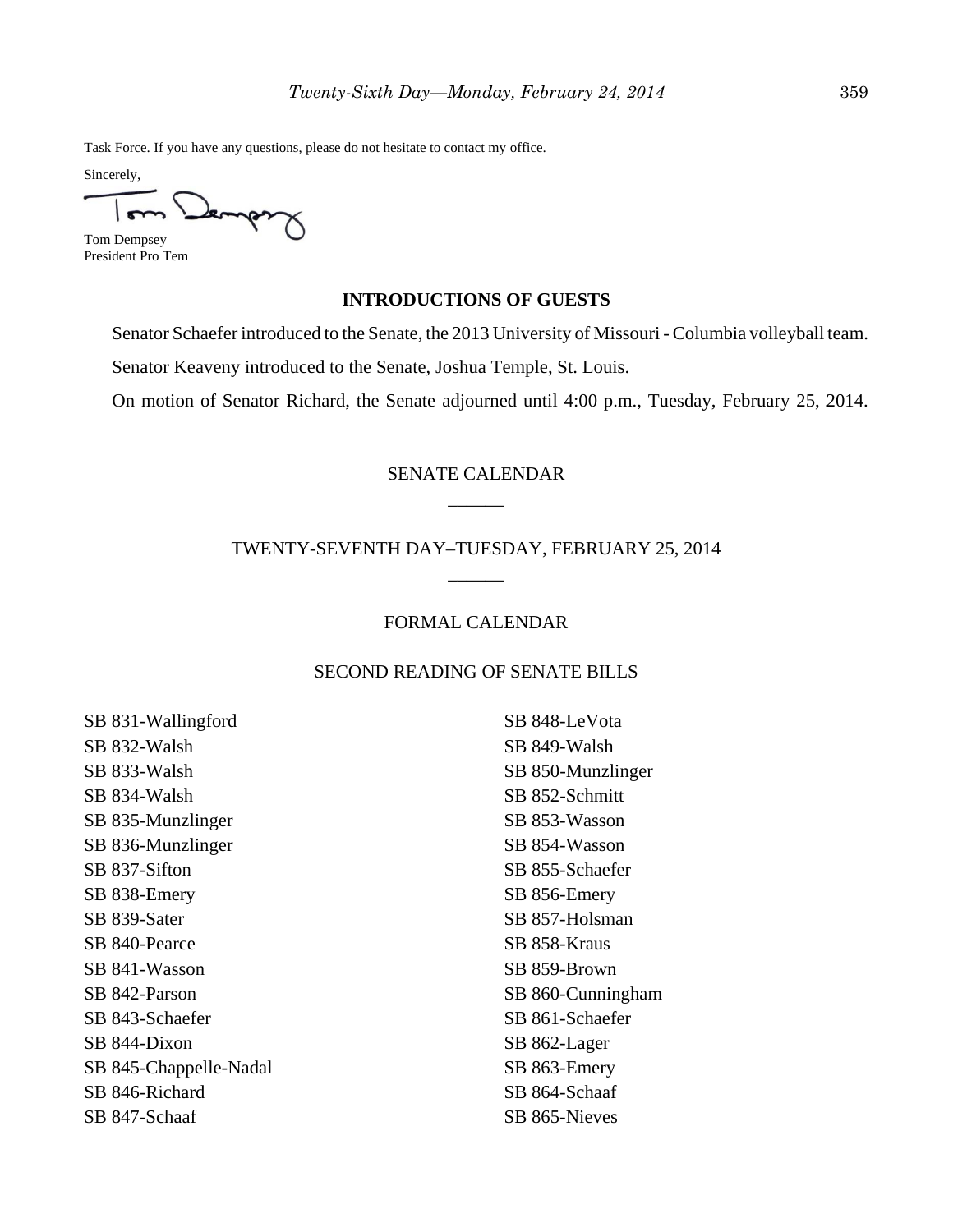Task Force. If you have any questions, please do not hesitate to contact my office.

Sincerely,

Tom Dempsey
President Pro Tem

## INTRODUCTIONS OF GUESTS

Senator Schaefer introduced to the Senate, the 2013 University of Missouri - Columbia volleyball team.

Senator Keaveny introduced to the Senate, Joshua Temple, St. Louis.

On motion of Senator Richard, the Senate adjourned until 4:00 p.m., Tuesday, February 25, 2014.

## SENATE CALENDAR

______

## TWENTY-SEVENTH DAY–TUESDAY, FEBRUARY 25, 2014

______

### FORMAL CALENDAR

### SECOND READING OF SENATE BILLS

SB 831-Wallingford
SB 832-Walsh
SB 833-Walsh
SB 834-Walsh
SB 835-Munzlinger
SB 836-Munzlinger
SB 837-Sifton
SB 838-Emery
SB 839-Sater
SB 840-Pearce
SB 841-Wasson
SB 842-Parson
SB 843-Schaefer
SB 844-Dixon
SB 845-Chappelle-Nadal
SB 846-Richard
SB 847-Schaaf
SB 848-LeVota
SB 849-Walsh
SB 850-Munzlinger
SB 852-Schmitt
SB 853-Wasson
SB 854-Wasson
SB 855-Schaefer
SB 856-Emery
SB 857-Holsman
SB 858-Kraus
SB 859-Brown
SB 860-Cunningham
SB 861-Schaefer
SB 862-Lager
SB 863-Emery
SB 864-Schaaf
SB 865-Nieves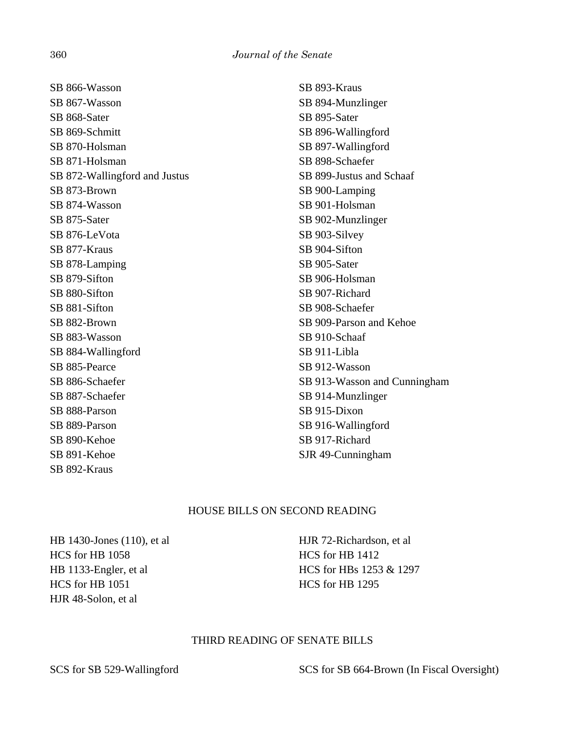SB 866-Wasson
SB 867-Wasson
SB 868-Sater
SB 869-Schmitt
SB 870-Holsman
SB 871-Holsman
SB 872-Wallingford and Justus
SB 873-Brown
SB 874-Wasson
SB 875-Sater
SB 876-LeVota
SB 877-Kraus
SB 878-Lamping
SB 879-Sifton
SB 880-Sifton
SB 881-Sifton
SB 882-Brown
SB 883-Wasson
SB 884-Wallingford
SB 885-Pearce
SB 886-Schaefer
SB 887-Schaefer
SB 888-Parson
SB 889-Parson
SB 890-Kehoe
SB 891-Kehoe
SB 892-Kraus
SB 893-Kraus
SB 894-Munzlinger
SB 895-Sater
SB 896-Wallingford
SB 897-Wallingford
SB 898-Schaefer
SB 899-Justus and Schaaf
SB 900-Lamping
SB 901-Holsman
SB 902-Munzlinger
SB 903-Silvey
SB 904-Sifton
SB 905-Sater
SB 906-Holsman
SB 907-Richard
SB 908-Schaefer
SB 909-Parson and Kehoe
SB 910-Schaaf
SB 911-Libla
SB 912-Wasson
SB 913-Wasson and Cunningham
SB 914-Munzlinger
SB 915-Dixon
SB 916-Wallingford
SB 917-Richard
SJR 49-Cunningham

## HOUSE BILLS ON SECOND READING

HB 1430-Jones (110), et al
HCS for HB 1058
HB 1133-Engler, et al
HCS for HB 1051
HJR 48-Solon, et al
HJR 72-Richardson, et al
HCS for HB 1412
HCS for HBs 1253 & 1297
HCS for HB 1295

## THIRD READING OF SENATE BILLS

SCS for SB 529-Wallingford
SCS for SB 664-Brown (In Fiscal Oversight)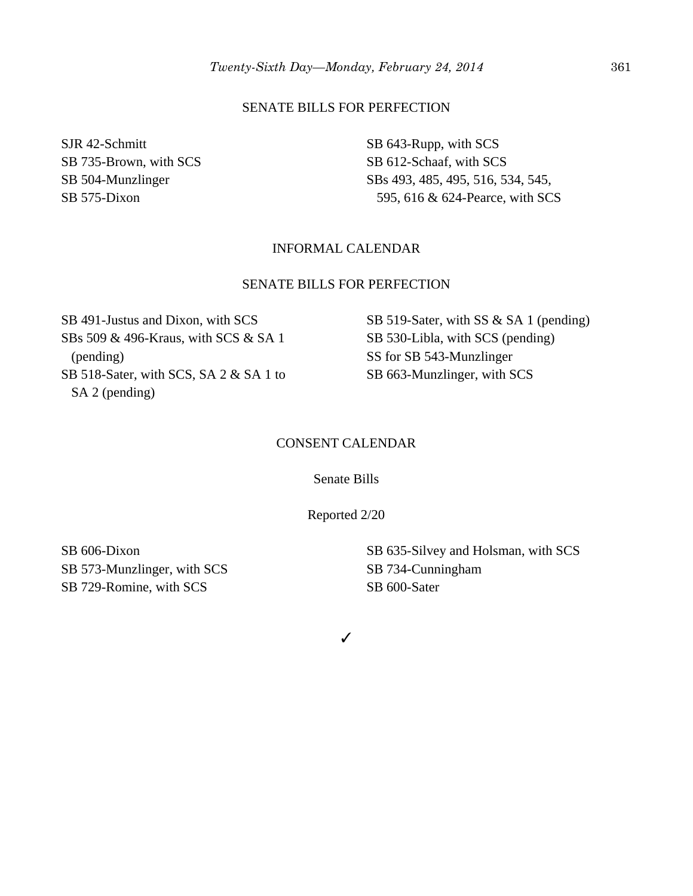## SENATE BILLS FOR PERFECTION

SJR 42-Schmitt
SB 735-Brown, with SCS
SB 504-Munzlinger
SB 575-Dixon
SB 643-Rupp, with SCS
SB 612-Schaaf, with SCS
SBs 493, 485, 495, 516, 534, 545, 595, 616 & 624-Pearce, with SCS

## INFORMAL CALENDAR

### SENATE BILLS FOR PERFECTION

SB 491-Justus and Dixon, with SCS
SBs 509 & 496-Kraus, with SCS & SA 1 (pending)
SB 518-Sater, with SCS, SA 2 & SA 1 to SA 2 (pending)
SB 519-Sater, with SS & SA 1 (pending)
SB 530-Libla, with SCS (pending)
SS for SB 543-Munzlinger
SB 663-Munzlinger, with SCS

## CONSENT CALENDAR

### Senate Bills

Reported 2/20

SB 606-Dixon
SB 573-Munzlinger, with SCS
SB 729-Romine, with SCS
SB 635-Silvey and Holsman, with SCS
SB 734-Cunningham
SB 600-Sater

✓